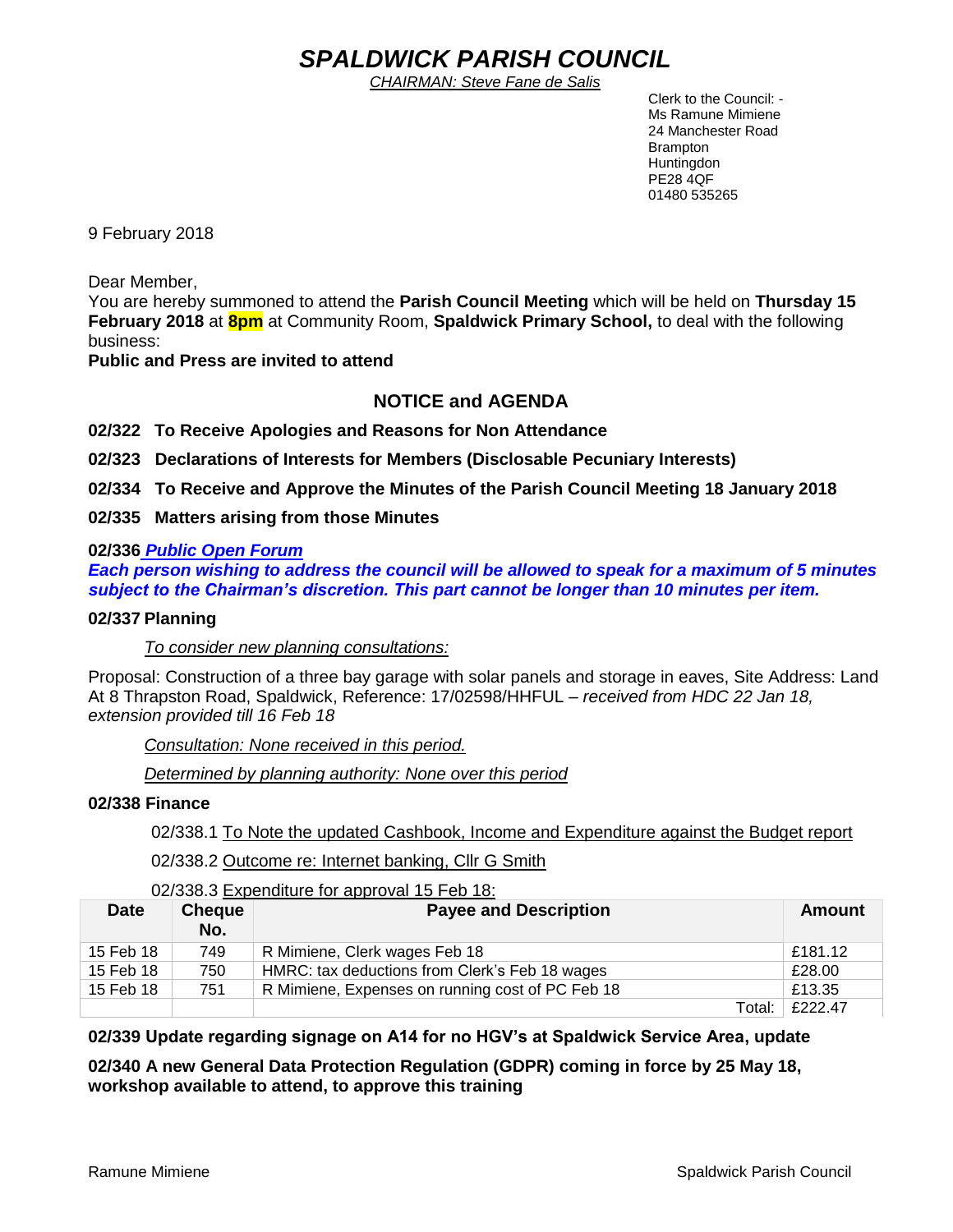# *SPALDWICK PARISH COUNCIL*

*CHAIRMAN: Steve Fane de Salis*

Clerk to the Council: -
Ms Ramune Mimiene
24 Manchester Road
Brampton
Huntingdon
PE28 4QF
01480 535265

9 February 2018

Dear Member,
You are hereby summoned to attend the **Parish Council Meeting** which will be held on **Thursday 15 February 2018** at **8pm** at Community Room, **Spaldwick Primary School,** to deal with the following business:
**Public and Press are invited to attend**

## NOTICE and AGENDA

**02/322 To Receive Apologies and Reasons for Non Attendance**

**02/323 Declarations of Interests for Members (Disclosable Pecuniary Interests)**

**02/334 To Receive and Approve the Minutes of the Parish Council Meeting 18 January 2018**

**02/335 Matters arising from those Minutes**

**02/336** ***Public Open Forum***
***Each person wishing to address the council will be allowed to speak for a maximum of 5 minutes subject to the Chairman's discretion. This part cannot be longer than 10 minutes per item.***

**02/337 Planning**

*To consider new planning consultations:*

Proposal: Construction of a three bay garage with solar panels and storage in eaves, Site Address: Land At 8 Thrapston Road, Spaldwick, Reference: 17/02598/HHFUL – *received from HDC 22 Jan 18, extension provided till 16 Feb 18*

*Consultation: None received in this period.*

*Determined by planning authority: None over this period*

**02/338 Finance**

02/338.1 To Note the updated Cashbook, Income and Expenditure against the Budget report

02/338.2 Outcome re: Internet banking, Cllr G Smith

02/338.3 Expenditure for approval 15 Feb 18:

| Date | Cheque No. | Payee and Description | Amount |
|---|---|---|---|
| 15 Feb 18 | 749 | R Mimiene, Clerk wages Feb 18 | £181.12 |
| 15 Feb 18 | 750 | HMRC: tax deductions from Clerk's Feb 18 wages | £28.00 |
| 15 Feb 18 | 751 | R Mimiene, Expenses on running cost of PC Feb 18 | £13.35 |
| | | Total: | £222.47 |

**02/339 Update regarding signage on A14 for no HGV's at Spaldwick Service Area, update**

**02/340 A new General Data Protection Regulation (GDPR) coming in force by 25 May 18, workshop available to attend, to approve this training**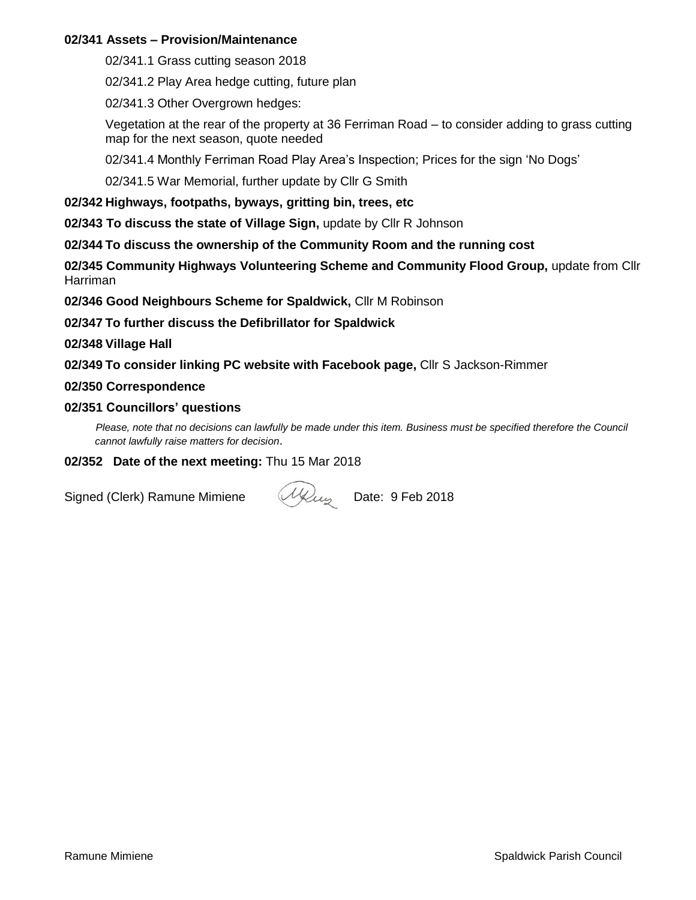**02/341 Assets – Provision/Maintenance**

02/341.1 Grass cutting season 2018

02/341.2 Play Area hedge cutting, future plan

02/341.3 Other Overgrown hedges:

Vegetation at the rear of the property at 36 Ferriman Road – to consider adding to grass cutting map for the next season, quote needed

02/341.4 Monthly Ferriman Road Play Area's Inspection; Prices for the sign 'No Dogs'

02/341.5 War Memorial, further update by Cllr G Smith

**02/342 Highways, footpaths, byways, gritting bin, trees, etc**

**02/343 To discuss the state of Village Sign,** update by Cllr R Johnson

**02/344 To discuss the ownership of the Community Room and the running cost**

**02/345 Community Highways Volunteering Scheme and Community Flood Group,** update from Cllr Harriman

**02/346 Good Neighbours Scheme for Spaldwick,** Cllr M Robinson

**02/347 To further discuss the Defibrillator for Spaldwick**

**02/348 Village Hall**

**02/349 To consider linking PC website with Facebook page,** Cllr S Jackson-Rimmer

**02/350 Correspondence**

**02/351 Councillors' questions**

*Please, note that no decisions can lawfully be made under this item. Business must be specified therefore the Council cannot lawfully raise matters for decision*.

**02/352 Date of the next meeting:** Thu 15 Mar 2018

Signed (Clerk) Ramune Mimiene Date: 9 Feb 2018